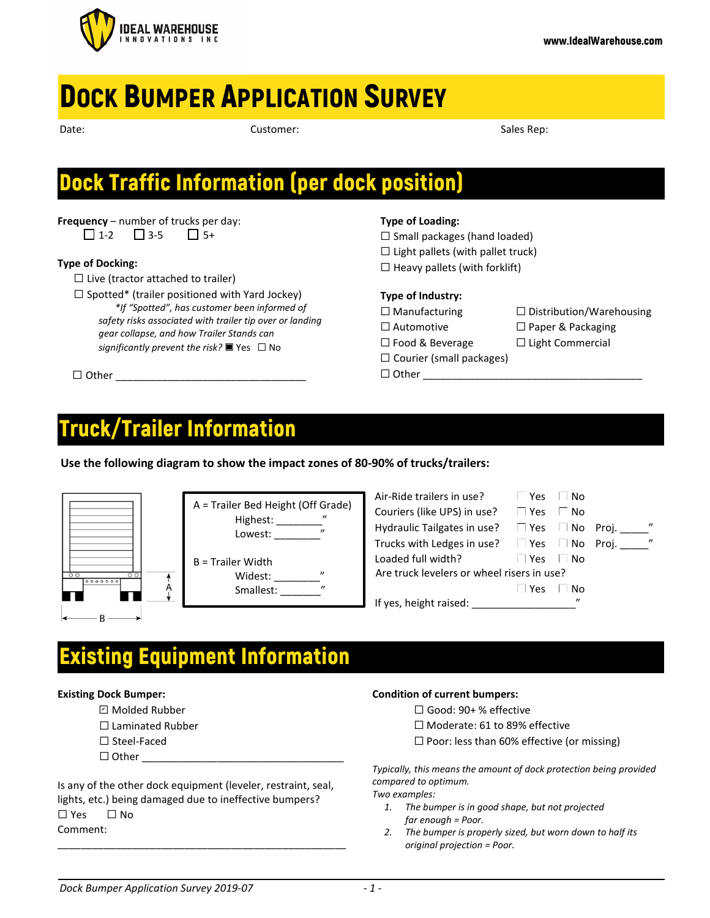IDEAL WAREHOUSE INNOVATIONS INC

www.IdealWarehouse.com

# Dock Bumper Application Survey

Date: Customer: Sales Rep:

## Dock Traffic Information (per dock position)

**Frequency** – number of trucks per day:
☐ 1-2 ☐ 3-5 ☐ 5+

**Type of Docking:**
- ☐ Live (tractor attached to trailer)
- ☐ Spotted* (trailer positioned with Yard Jockey)
  *\*If "Spotted", has customer been informed of safety risks associated with trailer tip over or landing gear collapse, and how Trailer Stands can significantly prevent the risk?* ■ Yes ☐ No
- ☐ Other ________________________________

**Type of Loading:**
- ☐ Small packages (hand loaded)
- ☐ Light pallets (with pallet truck)
- ☐ Heavy pallets (with forklift)

**Type of Industry:**
- ☐ Manufacturing
- ☐ Distribution/Warehousing
- ☐ Automotive
- ☐ Paper & Packaging
- ☐ Food & Beverage
- ☐ Light Commercial
- ☐ Courier (small packages)
- ☐ Other ______________________________________

## Truck/Trailer Information

**Use the following diagram to show the impact zones of 80-90% of trucks/trailers:**

A = Trailer Bed Height (Off Grade)
Highest: ________"
Lowest: ________"

B = Trailer Width
Widest: ________"
Smallest: _______"

Air-Ride trailers in use? ☐ Yes ☐ No
Couriers (like UPS) in use? ☐ Yes ☐ No
Hydraulic Tailgates in use? ☐ Yes ☐ No Proj. _____"
Trucks with Ledges in use? ☐ Yes ☐ No Proj. _____"
Loaded full width? ☐ Yes ☐ No
Are truck levelers or wheel risers in use? ☐ Yes ☐ No
If yes, height raised: _________________"

## Existing Equipment Information

**Existing Dock Bumper:**
- ☑ Molded Rubber
- ☐ Laminated Rubber
- ☐ Steel-Faced
- ☐ Other ___________________________________

Is any of the other dock equipment (leveler, restraint, seal, lights, etc.) being damaged due to ineffective bumpers?
☐ Yes ☐ No
Comment:
___________________________________________________

**Condition of current bumpers:**
- ☐ Good: 90+ % effective
- ☐ Moderate: 61 to 89% effective
- ☐ Poor: less than 60% effective (or missing)

*Typically, this means the amount of dock protection being provided compared to optimum.*
*Two examples:*
1. *The bumper is in good shape, but not projected far enough = Poor.*
2. *The bumper is properly sized, but worn down to half its original projection = Poor.*

*Dock Bumper Application Survey 2019-07*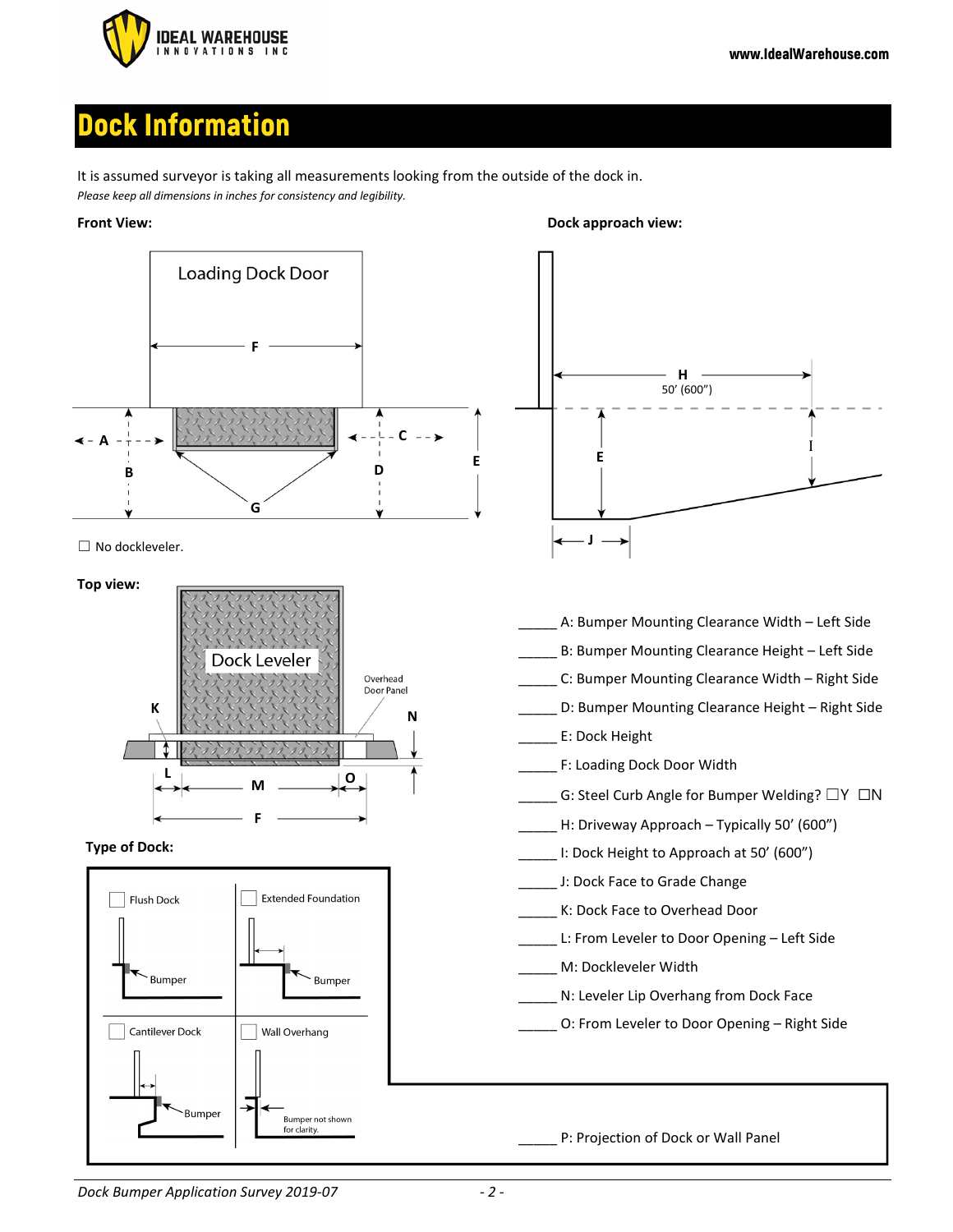# Dock Information

It is assumed surveyor is taking all measurements looking from the outside of the dock in.
*Please keep all dimensions in inches for consistency and legibility.*

**Front View:**

Loading Dock Door

F

A

B

C

D

E

G

☐ No dockleveler.

**Dock approach view:**

H
50' (600")

E

I

J

**Top view:**

Dock Leveler

Overhead Door Panel

K

N

L

M

O

F

**Type of Dock:**

☐ Flush Dock — Bumper

☐ Extended Foundation — Bumper

☐ Cantilever Dock — Bumper

☐ Wall Overhang — Bumper not shown for clarity.

_____ A: Bumper Mounting Clearance Width – Left Side

_____ B: Bumper Mounting Clearance Height – Left Side

_____ C: Bumper Mounting Clearance Width – Right Side

_____ D: Bumper Mounting Clearance Height – Right Side

_____ E: Dock Height

_____ F: Loading Dock Door Width

_____ G: Steel Curb Angle for Bumper Welding? ☐Y ☐N

_____ H: Driveway Approach – Typically 50' (600")

_____ I: Dock Height to Approach at 50' (600")

_____ J: Dock Face to Grade Change

_____ K: Dock Face to Overhead Door

_____ L: From Leveler to Door Opening – Left Side

_____ M: Dockleveler Width

_____ N: Leveler Lip Overhang from Dock Face

_____ O: From Leveler to Door Opening – Right Side

_____ P: Projection of Dock or Wall Panel